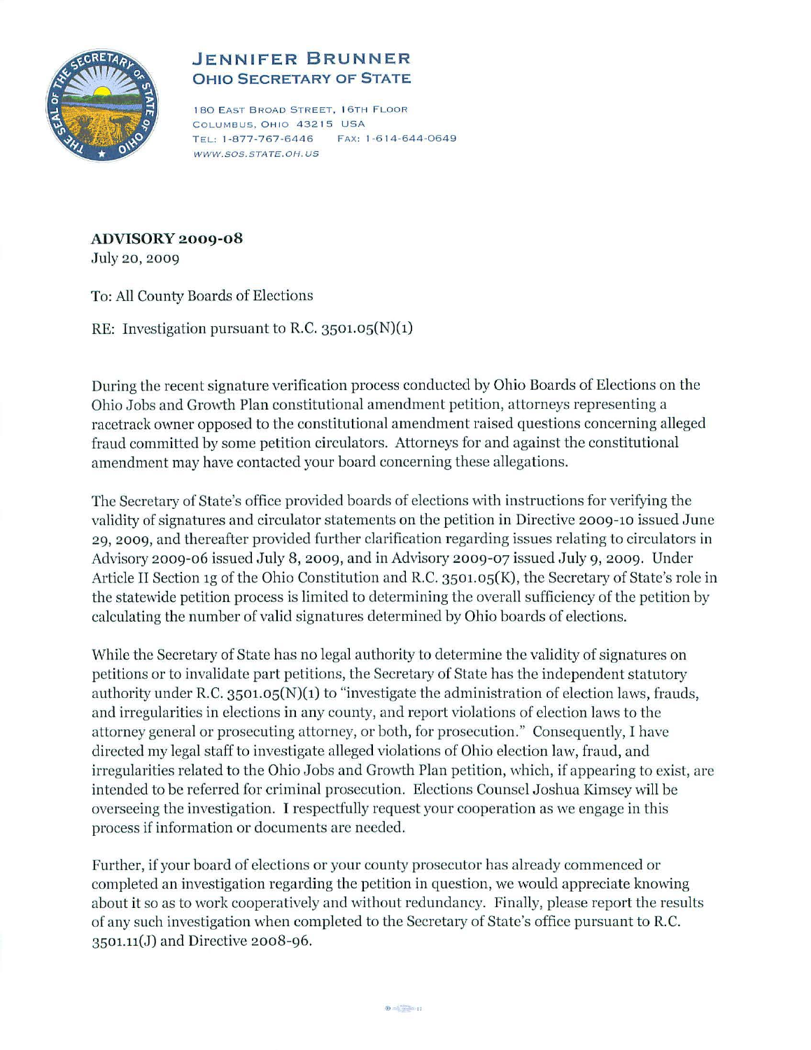# JENNIFER BRUNNER
## OHIO SECRETARY OF STATE

180 EAST BROAD STREET, 16TH FLOOR
COLUMBUS, OHIO 43215 USA
TEL: 1-877-767-6446 FAX: 1-614-644-0649
WWW.SOS.STATE.OH.US

**ADVISORY 2009-08**
July 20, 2009

To: All County Boards of Elections

RE: Investigation pursuant to R.C. 3501.05(N)(1)

During the recent signature verification process conducted by Ohio Boards of Elections on the Ohio Jobs and Growth Plan constitutional amendment petition, attorneys representing a racetrack owner opposed to the constitutional amendment raised questions concerning alleged fraud committed by some petition circulators. Attorneys for and against the constitutional amendment may have contacted your board concerning these allegations.

The Secretary of State's office provided boards of elections with instructions for verifying the validity of signatures and circulator statements on the petition in Directive 2009-10 issued June 29, 2009, and thereafter provided further clarification regarding issues relating to circulators in Advisory 2009-06 issued July 8, 2009, and in Advisory 2009-07 issued July 9, 2009. Under Article II Section 1g of the Ohio Constitution and R.C. 3501.05(K), the Secretary of State's role in the statewide petition process is limited to determining the overall sufficiency of the petition by calculating the number of valid signatures determined by Ohio boards of elections.

While the Secretary of State has no legal authority to determine the validity of signatures on petitions or to invalidate part petitions, the Secretary of State has the independent statutory authority under R.C. 3501.05(N)(1) to "investigate the administration of election laws, frauds, and irregularities in elections in any county, and report violations of election laws to the attorney general or prosecuting attorney, or both, for prosecution." Consequently, I have directed my legal staff to investigate alleged violations of Ohio election law, fraud, and irregularities related to the Ohio Jobs and Growth Plan petition, which, if appearing to exist, are intended to be referred for criminal prosecution. Elections Counsel Joshua Kimsey will be overseeing the investigation. I respectfully request your cooperation as we engage in this process if information or documents are needed.

Further, if your board of elections or your county prosecutor has already commenced or completed an investigation regarding the petition in question, we would appreciate knowing about it so as to work cooperatively and without redundancy. Finally, please report the results of any such investigation when completed to the Secretary of State's office pursuant to R.C. 3501.11(J) and Directive 2008-96.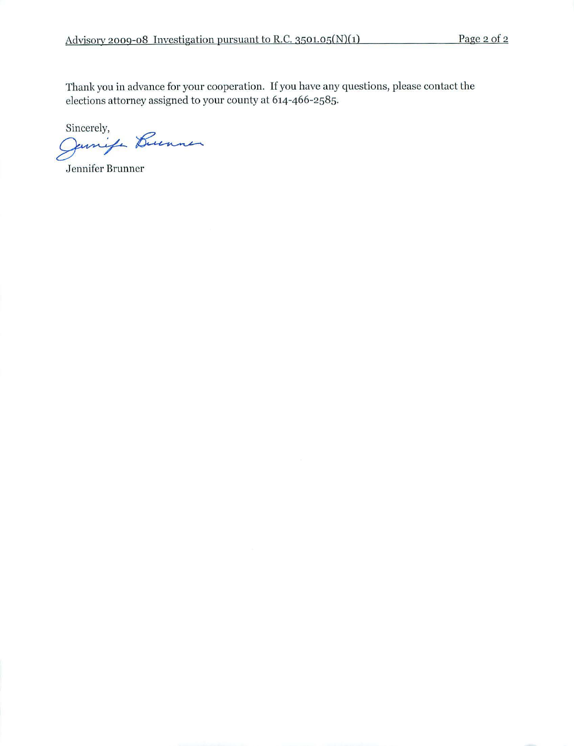Thank you in advance for your cooperation. If you have any questions, please contact the elections attorney assigned to your county at 614-466-2585.

Sincerely,

Jennifer Brunner